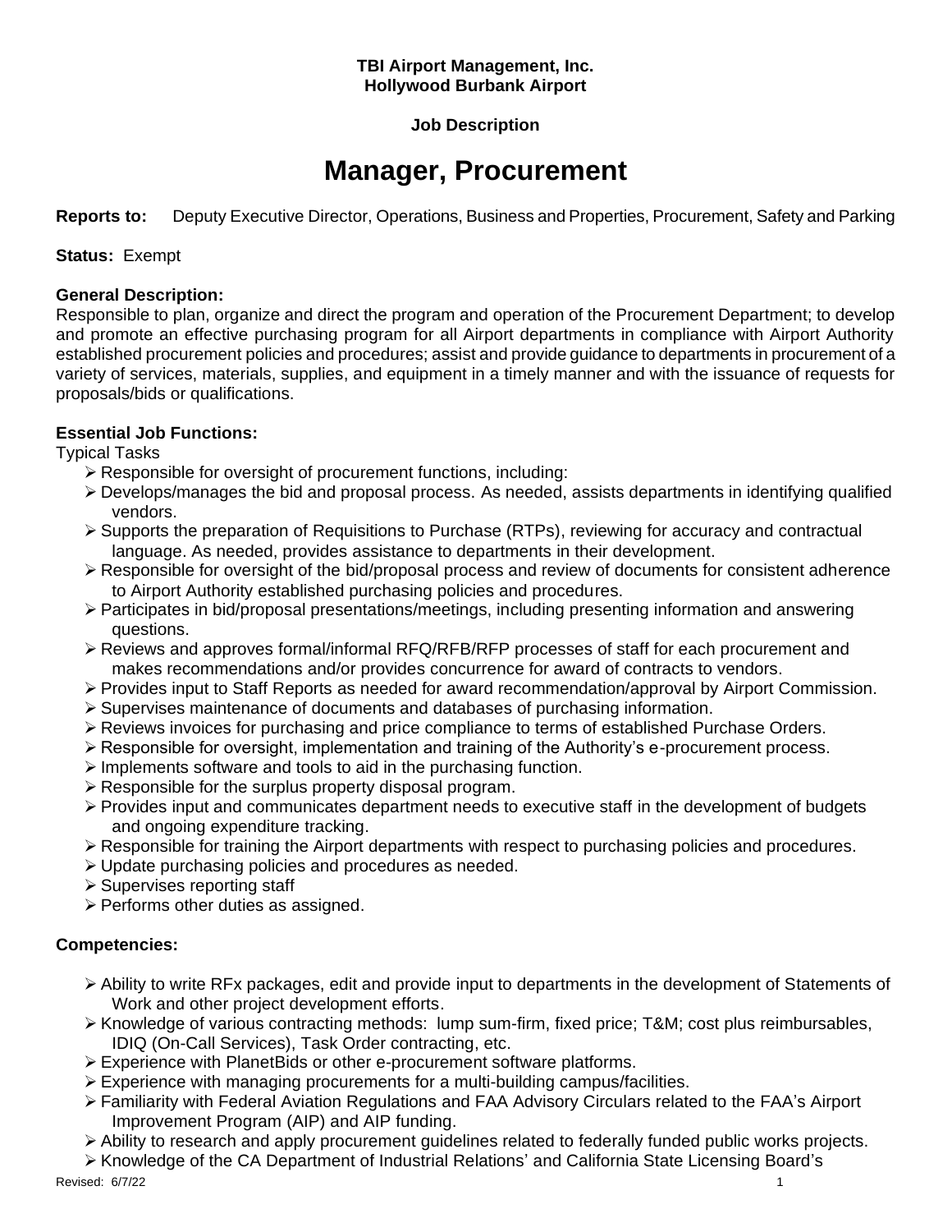**TBI Airport Management, Inc.**
**Hollywood Burbank Airport**

**Job Description**

# Manager, Procurement

**Reports to:** Deputy Executive Director, Operations, Business and Properties, Procurement, Safety and Parking

**Status:** Exempt

**General Description:**
Responsible to plan, organize and direct the program and operation of the Procurement Department; to develop and promote an effective purchasing program for all Airport departments in compliance with Airport Authority established procurement policies and procedures; assist and provide guidance to departments in procurement of a variety of services, materials, supplies, and equipment in a timely manner and with the issuance of requests for proposals/bids or qualifications.

**Essential Job Functions:**
Typical Tasks

- Responsible for oversight of procurement functions, including:
- Develops/manages the bid and proposal process. As needed, assists departments in identifying qualified vendors.
- Supports the preparation of Requisitions to Purchase (RTPs), reviewing for accuracy and contractual language. As needed, provides assistance to departments in their development.
- Responsible for oversight of the bid/proposal process and review of documents for consistent adherence to Airport Authority established purchasing policies and procedures.
- Participates in bid/proposal presentations/meetings, including presenting information and answering questions.
- Reviews and approves formal/informal RFQ/RFB/RFP processes of staff for each procurement and makes recommendations and/or provides concurrence for award of contracts to vendors.
- Provides input to Staff Reports as needed for award recommendation/approval by Airport Commission.
- Supervises maintenance of documents and databases of purchasing information.
- Reviews invoices for purchasing and price compliance to terms of established Purchase Orders.
- Responsible for oversight, implementation and training of the Authority's e-procurement process.
- Implements software and tools to aid in the purchasing function.
- Responsible for the surplus property disposal program.
- Provides input and communicates department needs to executive staff in the development of budgets and ongoing expenditure tracking.
- Responsible for training the Airport departments with respect to purchasing policies and procedures.
- Update purchasing policies and procedures as needed.
- Supervises reporting staff
- Performs other duties as assigned.

**Competencies:**

- Ability to write RFx packages, edit and provide input to departments in the development of Statements of Work and other project development efforts.
- Knowledge of various contracting methods: lump sum-firm, fixed price; T&M; cost plus reimbursables, IDIQ (On-Call Services), Task Order contracting, etc.
- Experience with PlanetBids or other e-procurement software platforms.
- Experience with managing procurements for a multi-building campus/facilities.
- Familiarity with Federal Aviation Regulations and FAA Advisory Circulars related to the FAA's Airport Improvement Program (AIP) and AIP funding.
- Ability to research and apply procurement guidelines related to federally funded public works projects.
- Knowledge of the CA Department of Industrial Relations' and California State Licensing Board's

Revised: 6/7/22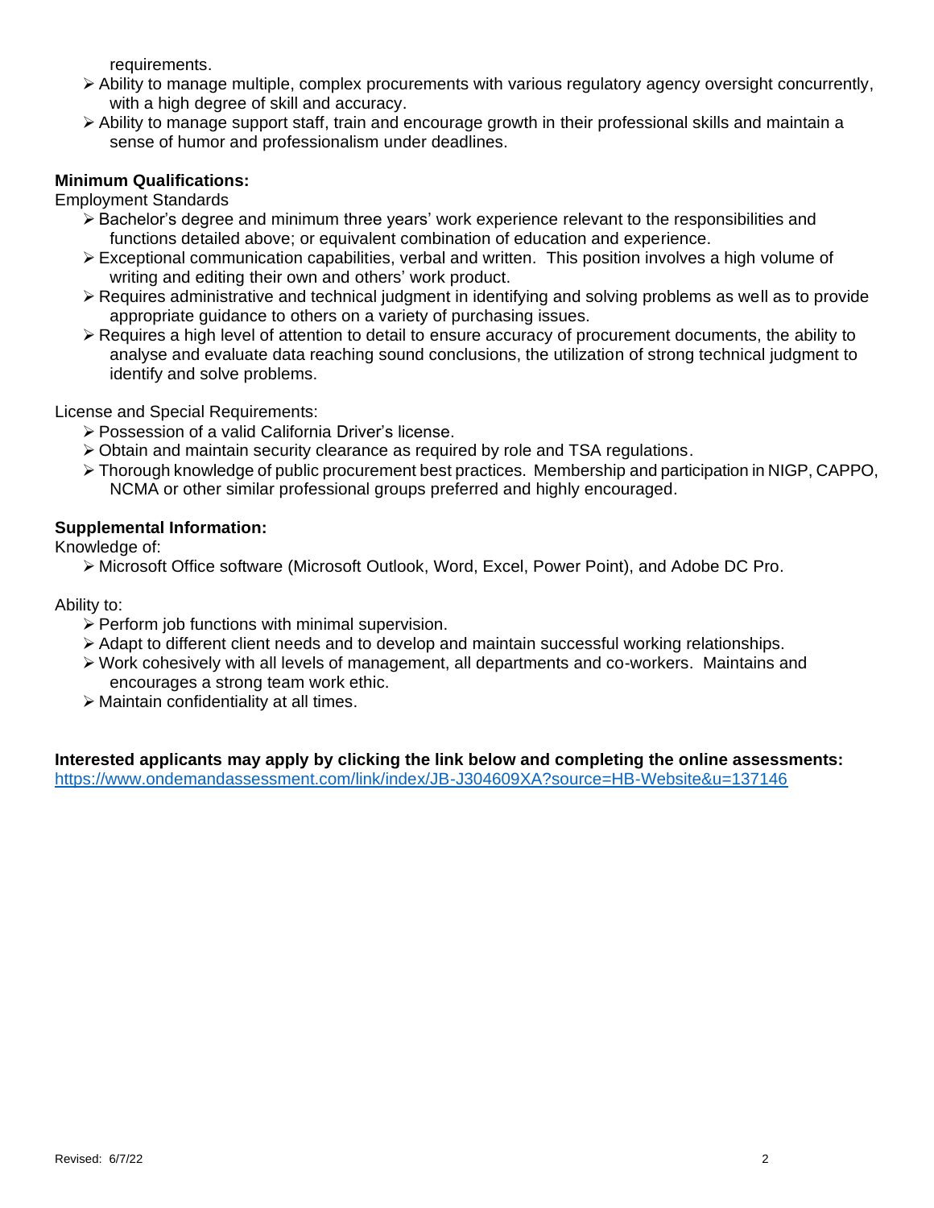requirements.

- Ability to manage multiple, complex procurements with various regulatory agency oversight concurrently, with a high degree of skill and accuracy.
- Ability to manage support staff, train and encourage growth in their professional skills and maintain a sense of humor and professionalism under deadlines.

**Minimum Qualifications:**

Employment Standards

- Bachelor's degree and minimum three years' work experience relevant to the responsibilities and functions detailed above; or equivalent combination of education and experience.
- Exceptional communication capabilities, verbal and written. This position involves a high volume of writing and editing their own and others' work product.
- Requires administrative and technical judgment in identifying and solving problems as well as to provide appropriate guidance to others on a variety of purchasing issues.
- Requires a high level of attention to detail to ensure accuracy of procurement documents, the ability to analyse and evaluate data reaching sound conclusions, the utilization of strong technical judgment to identify and solve problems.

License and Special Requirements:

- Possession of a valid California Driver's license.
- Obtain and maintain security clearance as required by role and TSA regulations.
- Thorough knowledge of public procurement best practices. Membership and participation in NIGP, CAPPO, NCMA or other similar professional groups preferred and highly encouraged.

**Supplemental Information:**

Knowledge of:

- Microsoft Office software (Microsoft Outlook, Word, Excel, Power Point), and Adobe DC Pro.

Ability to:

- Perform job functions with minimal supervision.
- Adapt to different client needs and to develop and maintain successful working relationships.
- Work cohesively with all levels of management, all departments and co-workers. Maintains and encourages a strong team work ethic.
- Maintain confidentiality at all times.

**Interested applicants may apply by clicking the link below and completing the online assessments:**
https://www.ondemandassessment.com/link/index/JB-J304609XA?source=HB-Website&u=137146

Revised: 6/7/22